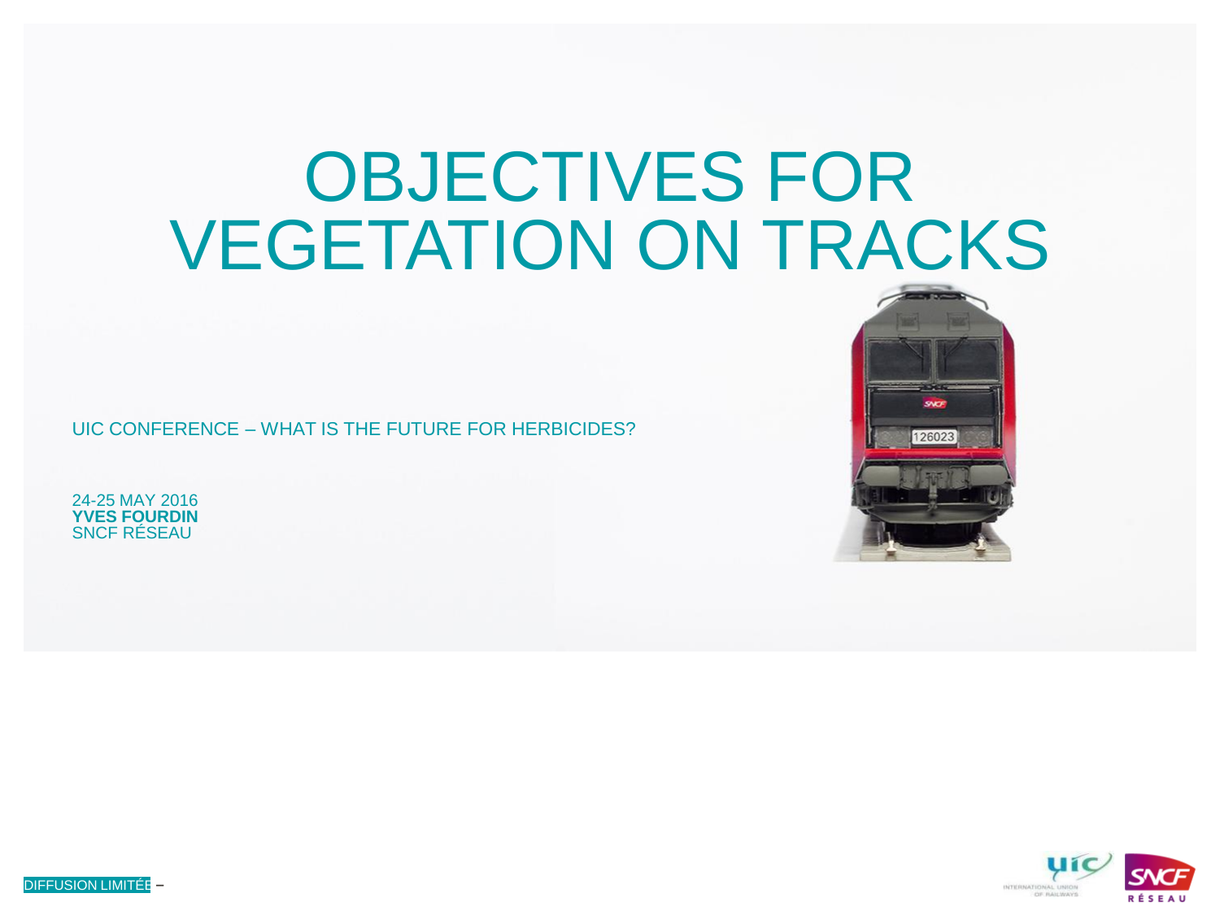# OBJECTIVES FOR VEGETATION ON TRACKS

UIC CONFERENCE – WHAT IS THE FUTURE FOR HERBICIDES?

24-25 MAY 2016
**YVES FOURDIN**
SNCF RÉSEAU

DIFFUSION LIMITÉE –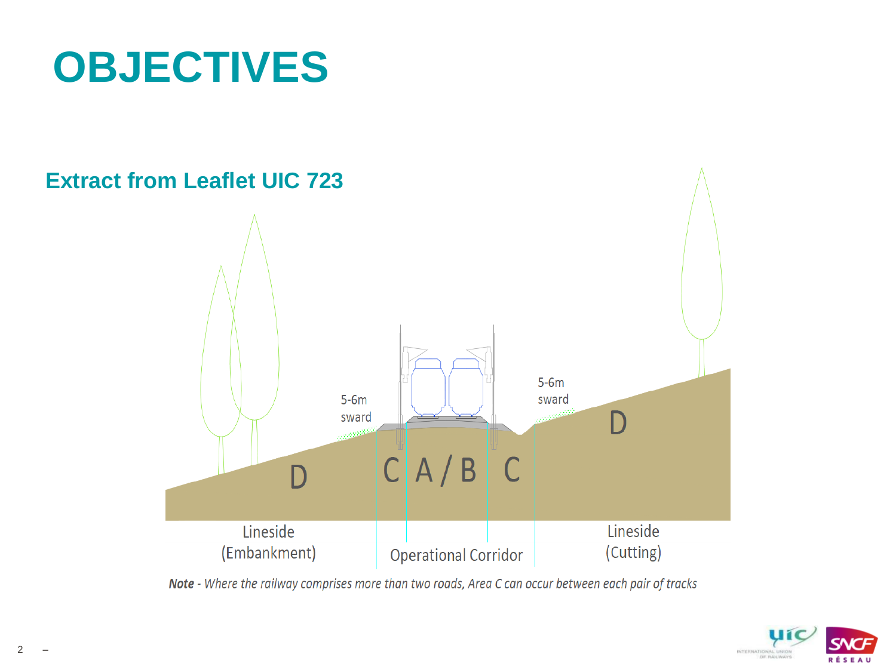# OBJECTIVES

## Extract from Leaflet UIC 723

5-6m sward

5-6m sward

D

C | A / B | C

D

Lineside (Embankment)

Operational Corridor

Lineside (Cutting)

***Note*** *- Where the railway comprises more than two roads, Area C can occur between each pair of tracks*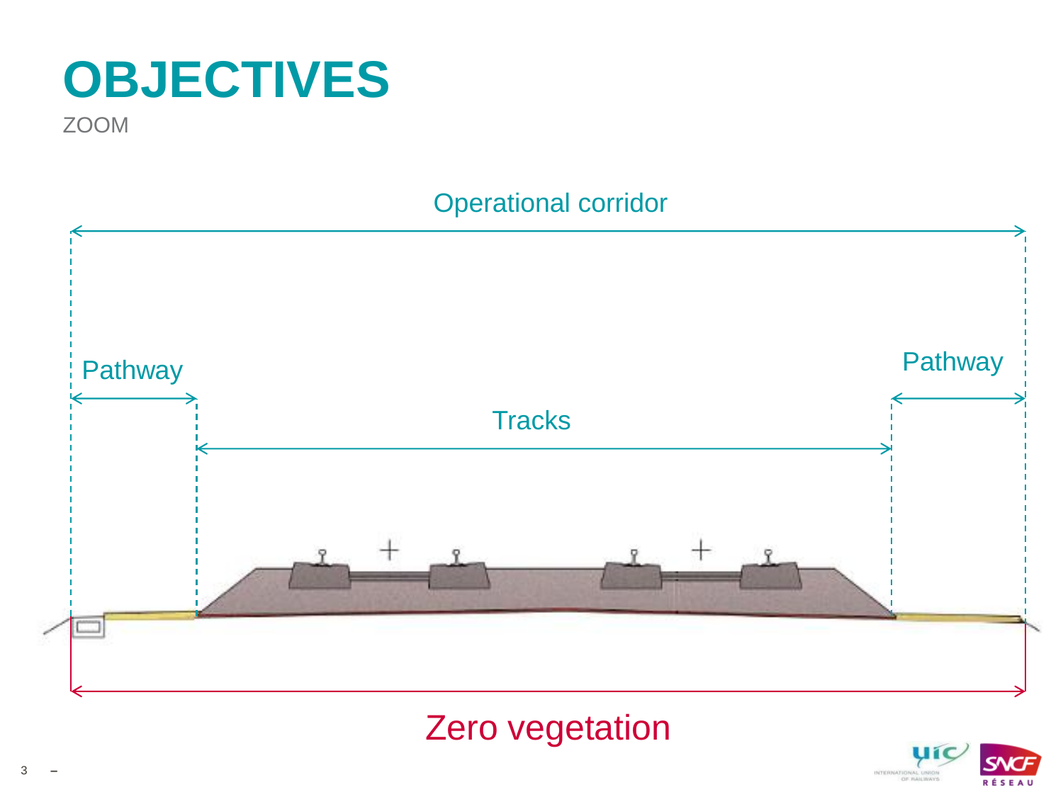# OBJECTIVES

ZOOM

Operational corridor

Pathway

Pathway

Tracks

Zero vegetation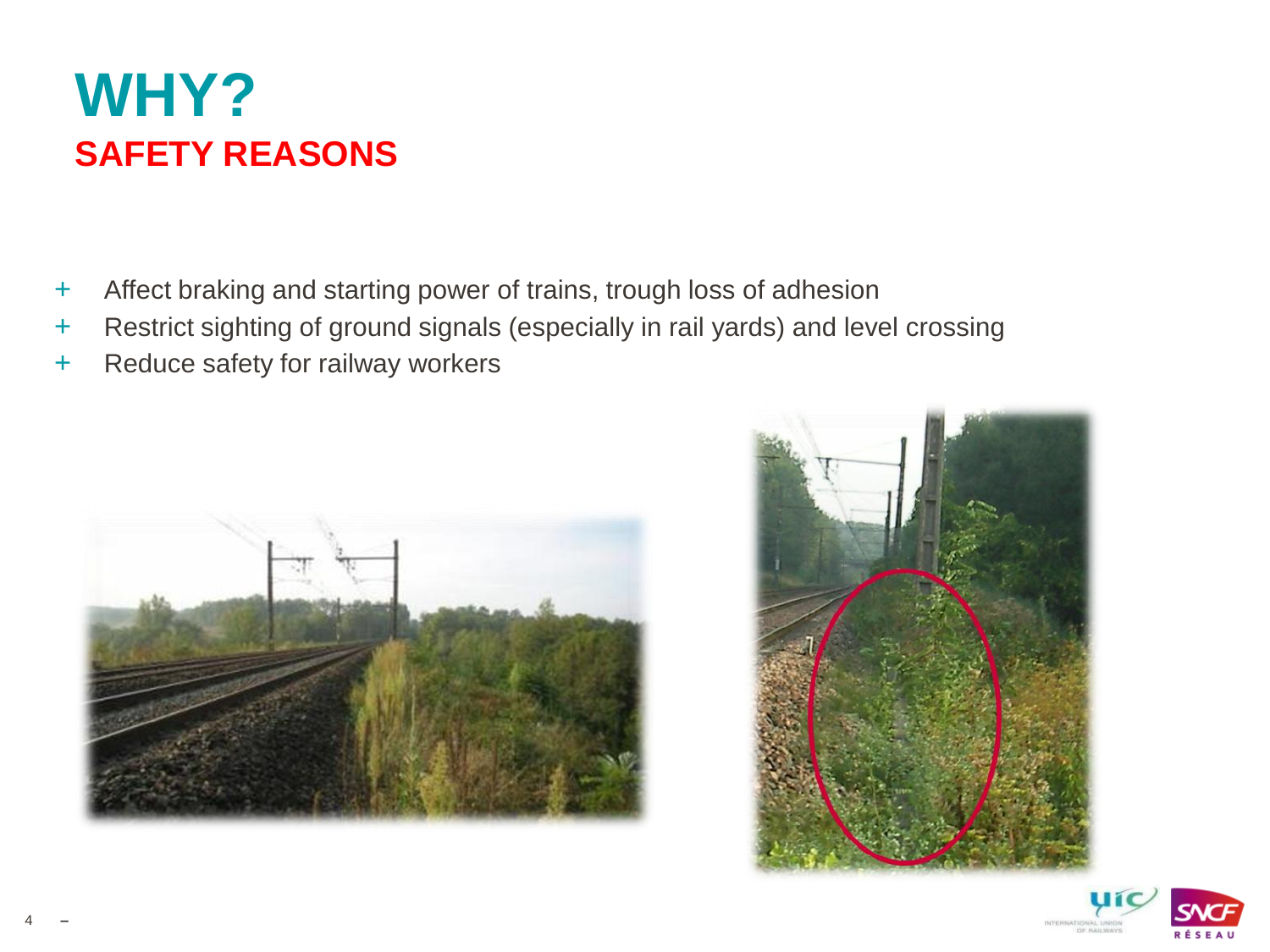# WHY?

## SAFETY REASONS

- Affect braking and starting power of trains, trough loss of adhesion
- Restrict sighting of ground signals (especially in rail yards) and level crossing
- Reduce safety for railway workers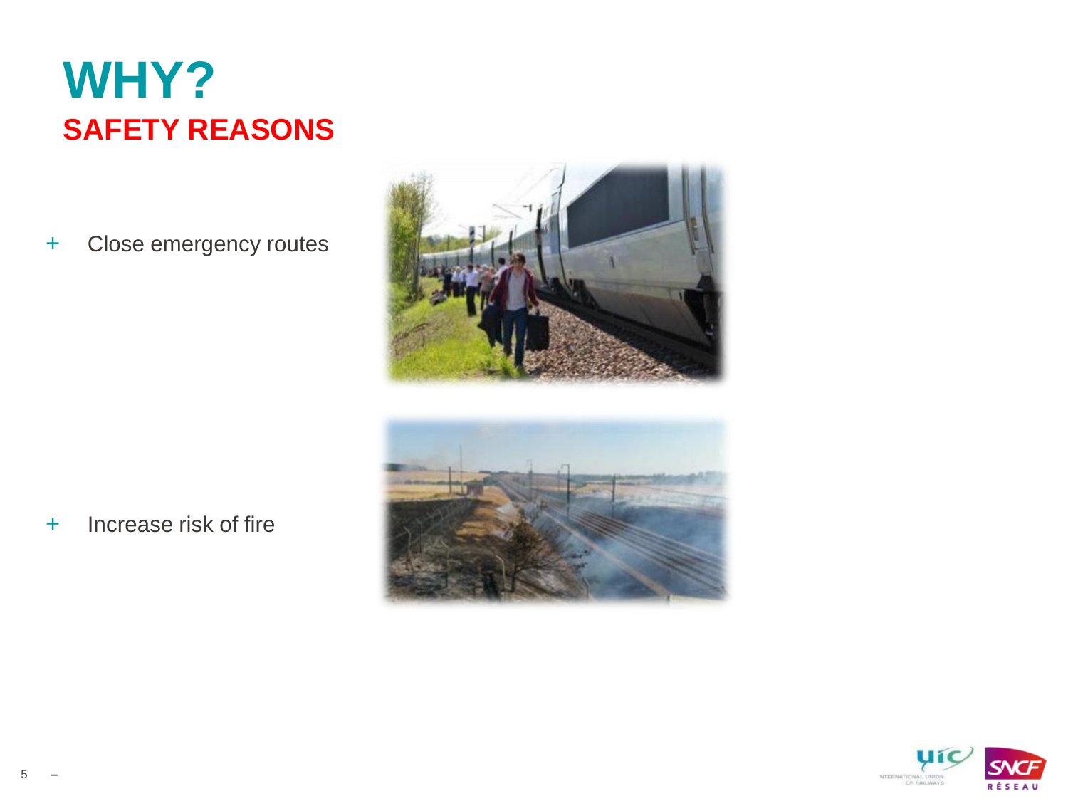# WHY?

## SAFETY REASONS

- Close emergency routes

- Increase risk of fire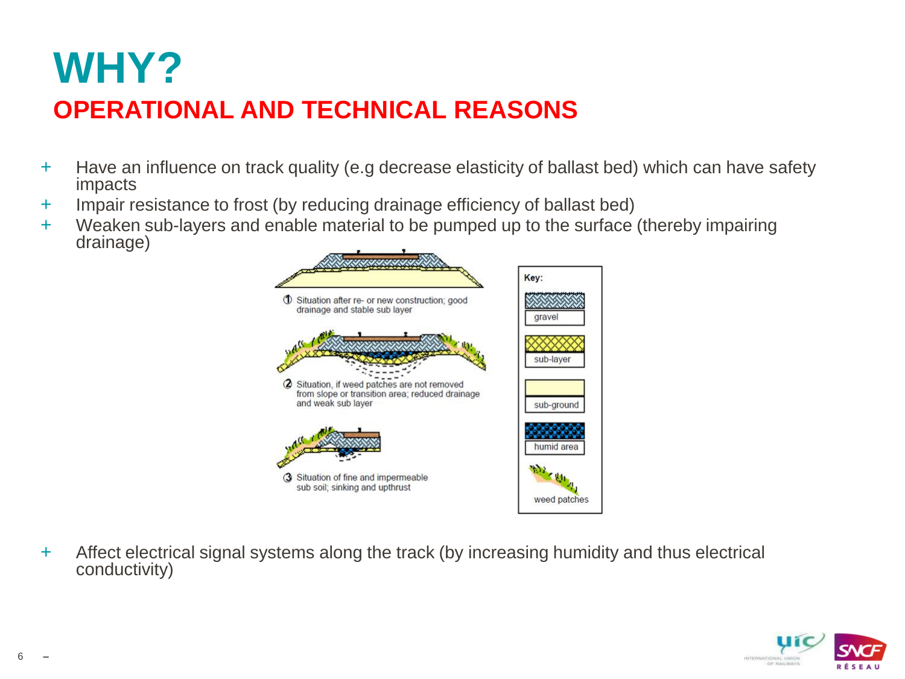# WHY?

## OPERATIONAL AND TECHNICAL REASONS

- Have an influence on track quality (e.g decrease elasticity of ballast bed) which can have safety impacts
- Impair resistance to frost (by reducing drainage efficiency of ballast bed)
- Weaken sub-layers and enable material to be pumped up to the surface (thereby impairing drainage)

① Situation after re- or new construction; good drainage and stable sub layer

② Situation, if weed patches are not removed from slope or transition area; reduced drainage and weak sub layer

③ Situation of fine and impermeable sub soil; sinking and upthrust

Key: gravel, sub-layer, sub-ground, humid area, weed patches

- Affect electrical signal systems along the track (by increasing humidity and thus electrical conductivity)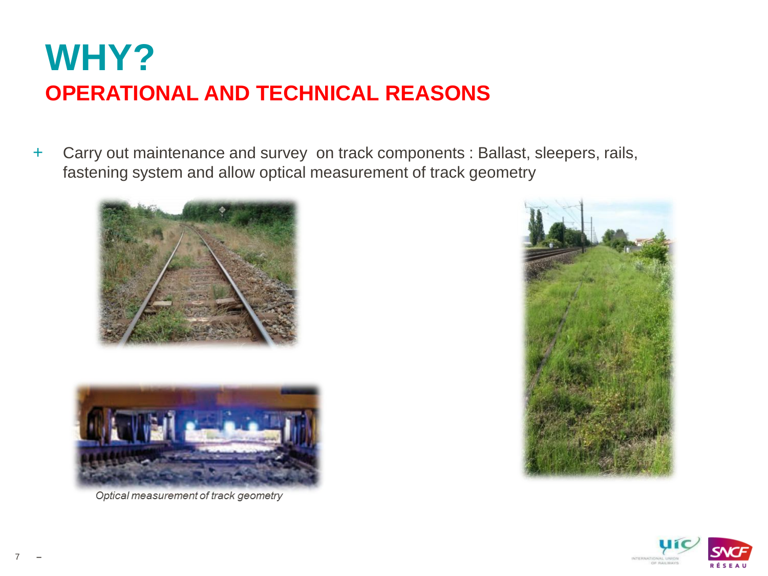# WHY?

## OPERATIONAL AND TECHNICAL REASONS

- Carry out maintenance and survey on track components : Ballast, sleepers, rails, fastening system and allow optical measurement of track geometry

*Optical measurement of track geometry*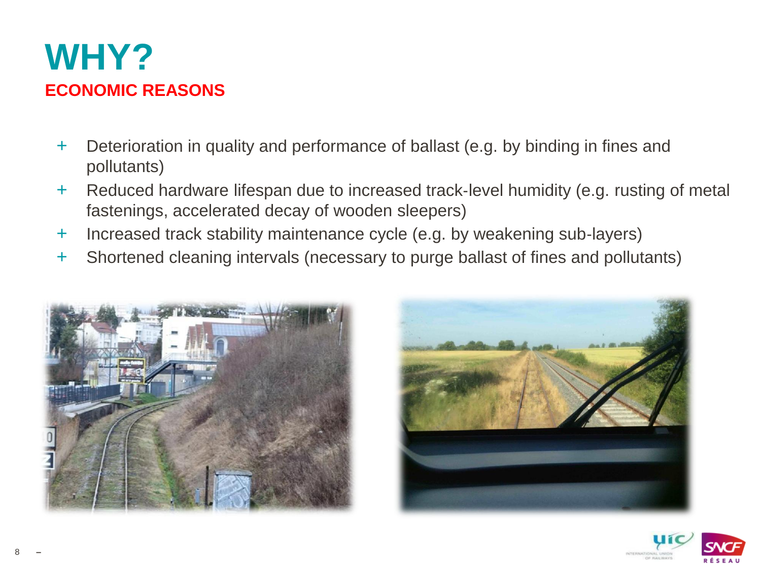# WHY?

## ECONOMIC REASONS

- Deterioration in quality and performance of ballast (e.g. by binding in fines and pollutants)
- Reduced hardware lifespan due to increased track-level humidity (e.g. rusting of metal fastenings, accelerated decay of wooden sleepers)
- Increased track stability maintenance cycle (e.g. by weakening sub-layers)
- Shortened cleaning intervals (necessary to purge ballast of fines and pollutants)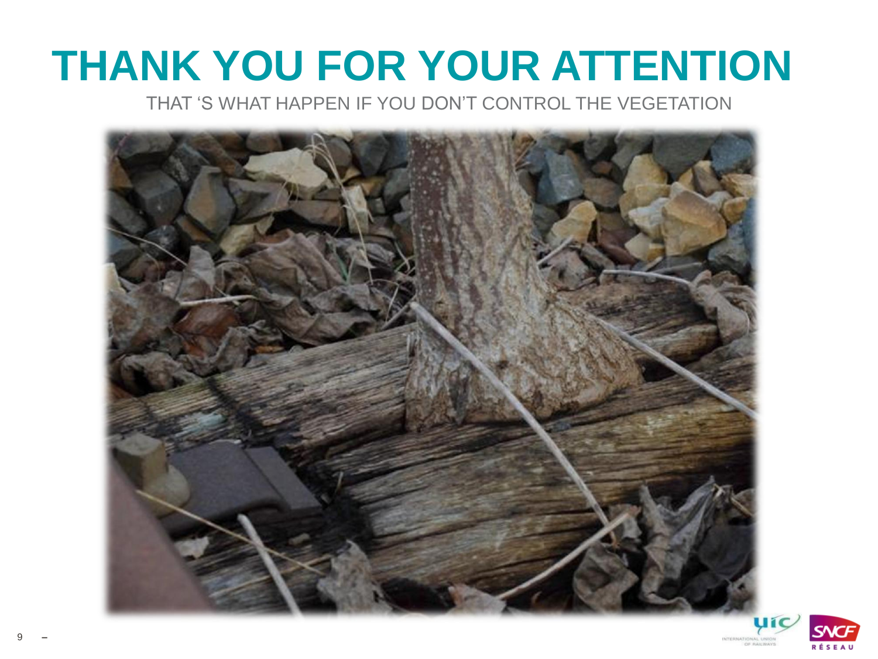# THANK YOU FOR YOUR ATTENTION

THAT 'S WHAT HAPPEN IF YOU DON'T CONTROL THE VEGETATION